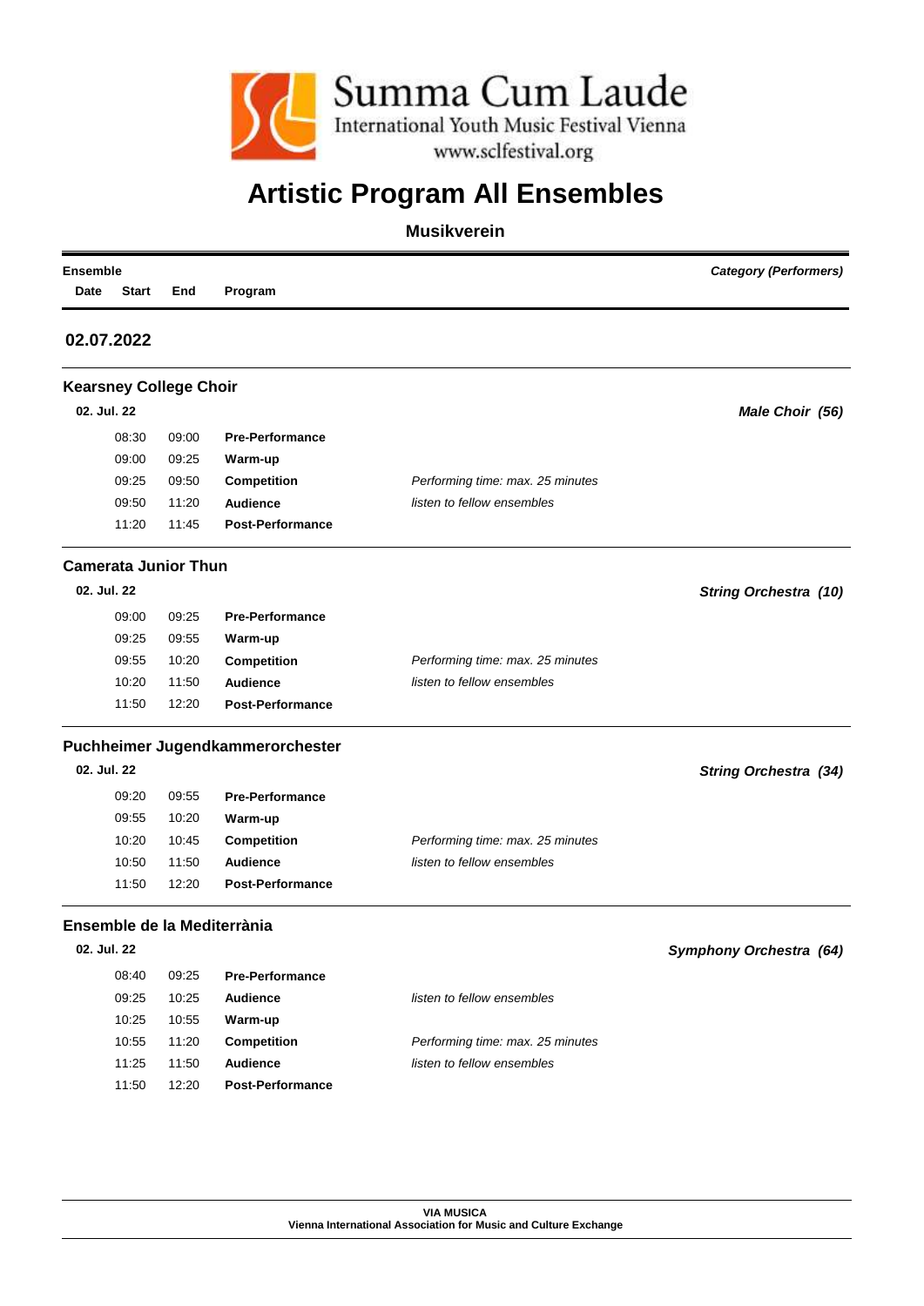Summa Cum Laude
International Youth Music Festival Vienna
www.sclfestival.org

# Artistic Program All Ensembles

**Musikverein**

| Ensemble | | | | | Category (Performers) |
|---|---|---|---|---|---|
| Date | Start | End | Program | | |

## 02.07.2022

### Kearsney College Choir

| Date | Start | End | Program | | Category (Performers) |
|---|---|---|---|---|---|
| 02. Jul. 22 | | | | | *Male Choir (56)* |
| | 08:30 | 09:00 | **Pre-Performance** | | |
| | 09:00 | 09:25 | **Warm-up** | | |
| | 09:25 | 09:50 | **Competition** | *Performing time: max. 25 minutes* | |
| | 09:50 | 11:20 | **Audience** | *listen to fellow ensembles* | |
| | 11:20 | 11:45 | **Post-Performance** | | |

### Camerata Junior Thun

| Date | Start | End | Program | | Category (Performers) |
|---|---|---|---|---|---|
| 02. Jul. 22 | | | | | *String Orchestra (10)* |
| | 09:00 | 09:25 | **Pre-Performance** | | |
| | 09:25 | 09:55 | **Warm-up** | | |
| | 09:55 | 10:20 | **Competition** | *Performing time: max. 25 minutes* | |
| | 10:20 | 11:50 | **Audience** | *listen to fellow ensembles* | |
| | 11:50 | 12:20 | **Post-Performance** | | |

### Puchheimer Jugendkammerorchester

| Date | Start | End | Program | | Category (Performers) |
|---|---|---|---|---|---|
| 02. Jul. 22 | | | | | *String Orchestra (34)* |
| | 09:20 | 09:55 | **Pre-Performance** | | |
| | 09:55 | 10:20 | **Warm-up** | | |
| | 10:20 | 10:45 | **Competition** | *Performing time: max. 25 minutes* | |
| | 10:50 | 11:50 | **Audience** | *listen to fellow ensembles* | |
| | 11:50 | 12:20 | **Post-Performance** | | |

### Ensemble de la Mediterrània

| Date | Start | End | Program | | Category (Performers) |
|---|---|---|---|---|---|
| 02. Jul. 22 | | | | | *Symphony Orchestra (64)* |
| | 08:40 | 09:25 | **Pre-Performance** | | |
| | 09:25 | 10:25 | **Audience** | *listen to fellow ensembles* | |
| | 10:25 | 10:55 | **Warm-up** | | |
| | 10:55 | 11:20 | **Competition** | *Performing time: max. 25 minutes* | |
| | 11:25 | 11:50 | **Audience** | *listen to fellow ensembles* | |
| | 11:50 | 12:20 | **Post-Performance** | | |

**VIA MUSICA**
**Vienna International Association for Music and Culture Exchange**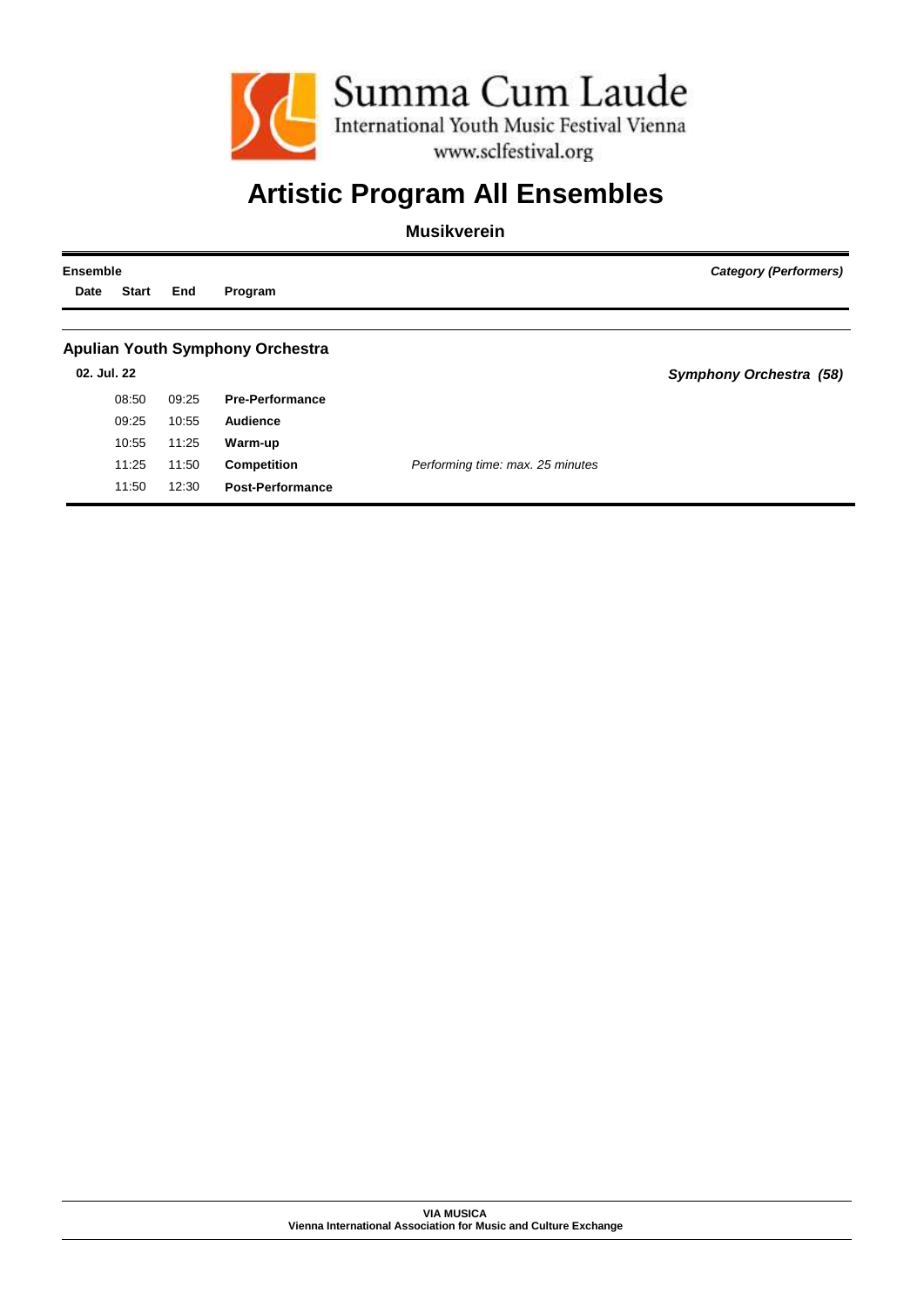Summa Cum Laude

International Youth Music Festival Vienna

www.sclfestival.org

# Artistic Program All Ensembles

## Musikverein

| Ensemble | | | | | *Category (Performers)* |
|---|---|---|---|---|---|
| **Date** | **Start** | **End** | **Program** | | |
| **Apulian Youth Symphony Orchestra** | | | | | |
| **02. Jul. 22** | | | | | ***Symphony Orchestra (58)*** |
| | 08:50 | 09:25 | **Pre-Performance** | | |
| | 09:25 | 10:55 | **Audience** | | |
| | 10:55 | 11:25 | **Warm-up** | | |
| | 11:25 | 11:50 | **Competition** | *Performing time: max. 25 minutes* | |
| | 11:50 | 12:30 | **Post-Performance** | | |

**VIA MUSICA**
**Vienna International Association for Music and Culture Exchange**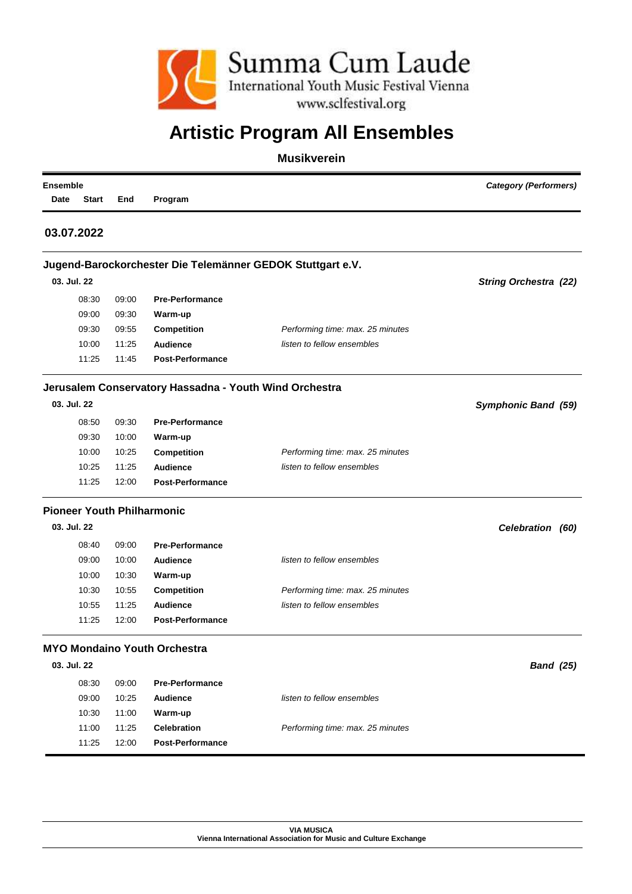Summa Cum Laude

International Youth Music Festival Vienna

www.sclfestival.org

# Artistic Program All Ensembles

**Musikverein**

| Ensemble | | | | | *Category (Performers)* |
|---|---|---|---|---|---|
| **Date** | **Start** | **End** | **Program** | | |

## 03.07.2022

### Jugend-Barockorchester Die Telemänner GEDOK Stuttgart e.V.

| Date | Start | End | Program | | *Category (Performers)* |
|---|---|---|---|---|---|
| 03. Jul. 22 | | | | | *String Orchestra (22)* |
| | 08:30 | 09:00 | **Pre-Performance** | | |
| | 09:00 | 09:30 | **Warm-up** | | |
| | 09:30 | 09:55 | **Competition** | *Performing time: max. 25 minutes* | |
| | 10:00 | 11:25 | **Audience** | *listen to fellow ensembles* | |
| | 11:25 | 11:45 | **Post-Performance** | | |

### Jerusalem Conservatory Hassadna - Youth Wind Orchestra

| Date | Start | End | Program | | *Category (Performers)* |
|---|---|---|---|---|---|
| 03. Jul. 22 | | | | | *Symphonic Band (59)* |
| | 08:50 | 09:30 | **Pre-Performance** | | |
| | 09:30 | 10:00 | **Warm-up** | | |
| | 10:00 | 10:25 | **Competition** | *Performing time: max. 25 minutes* | |
| | 10:25 | 11:25 | **Audience** | *listen to fellow ensembles* | |
| | 11:25 | 12:00 | **Post-Performance** | | |

### Pioneer Youth Philharmonic

| Date | Start | End | Program | | *Category (Performers)* |
|---|---|---|---|---|---|
| 03. Jul. 22 | | | | | *Celebration (60)* |
| | 08:40 | 09:00 | **Pre-Performance** | | |
| | 09:00 | 10:00 | **Audience** | *listen to fellow ensembles* | |
| | 10:00 | 10:30 | **Warm-up** | | |
| | 10:30 | 10:55 | **Competition** | *Performing time: max. 25 minutes* | |
| | 10:55 | 11:25 | **Audience** | *listen to fellow ensembles* | |
| | 11:25 | 12:00 | **Post-Performance** | | |

### MYO Mondaino Youth Orchestra

| Date | Start | End | Program | | *Category (Performers)* |
|---|---|---|---|---|---|
| 03. Jul. 22 | | | | | *Band (25)* |
| | 08:30 | 09:00 | **Pre-Performance** | | |
| | 09:00 | 10:25 | **Audience** | *listen to fellow ensembles* | |
| | 10:30 | 11:00 | **Warm-up** | | |
| | 11:00 | 11:25 | **Celebration** | *Performing time: max. 25 minutes* | |
| | 11:25 | 12:00 | **Post-Performance** | | |

**VIA MUSICA**
**Vienna International Association for Music and Culture Exchange**